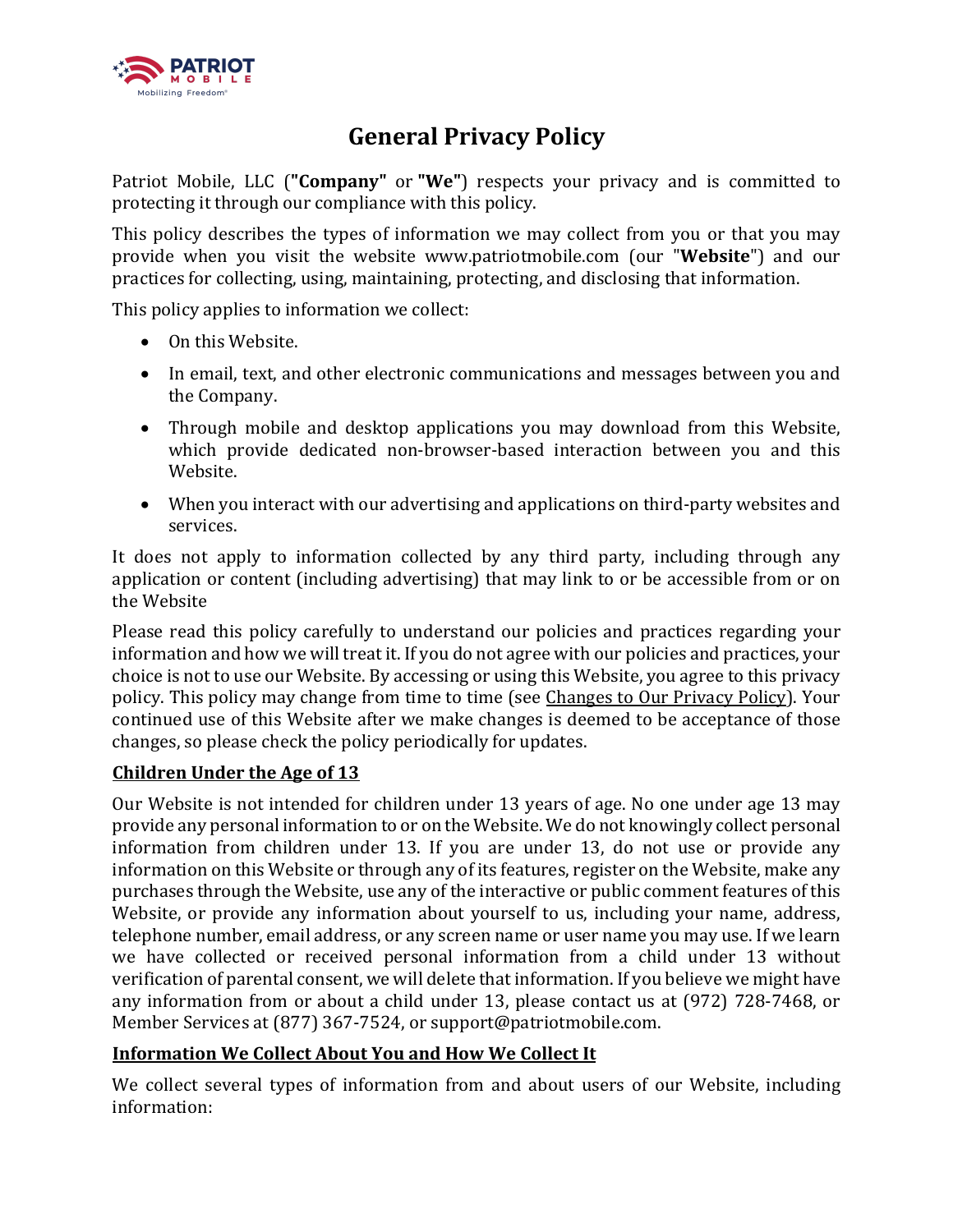# General Privacy Policy

Patriot Mobile, LLC (**"Company"** or **"We"**) respects your privacy and is committed to protecting it through our compliance with this policy.

This policy describes the types of information we may collect from you or that you may provide when you visit the website www.patriotmobile.com (our "**Website**") and our practices for collecting, using, maintaining, protecting, and disclosing that information.

This policy applies to information we collect:

- On this Website.
- In email, text, and other electronic communications and messages between you and the Company.
- Through mobile and desktop applications you may download from this Website, which provide dedicated non-browser-based interaction between you and this Website.
- When you interact with our advertising and applications on third-party websites and services.

It does not apply to information collected by any third party, including through any application or content (including advertising) that may link to or be accessible from or on the Website

Please read this policy carefully to understand our policies and practices regarding your information and how we will treat it. If you do not agree with our policies and practices, your choice is not to use our Website. By accessing or using this Website, you agree to this privacy policy. This policy may change from time to time (see Changes to Our Privacy Policy). Your continued use of this Website after we make changes is deemed to be acceptance of those changes, so please check the policy periodically for updates.

## Children Under the Age of 13

Our Website is not intended for children under 13 years of age. No one under age 13 may provide any personal information to or on the Website. We do not knowingly collect personal information from children under 13. If you are under 13, do not use or provide any information on this Website or through any of its features, register on the Website, make any purchases through the Website, use any of the interactive or public comment features of this Website, or provide any information about yourself to us, including your name, address, telephone number, email address, or any screen name or user name you may use. If we learn we have collected or received personal information from a child under 13 without verification of parental consent, we will delete that information. If you believe we might have any information from or about a child under 13, please contact us at (972) 728-7468, or Member Services at (877) 367-7524, or support@patriotmobile.com.

## Information We Collect About You and How We Collect It

We collect several types of information from and about users of our Website, including information: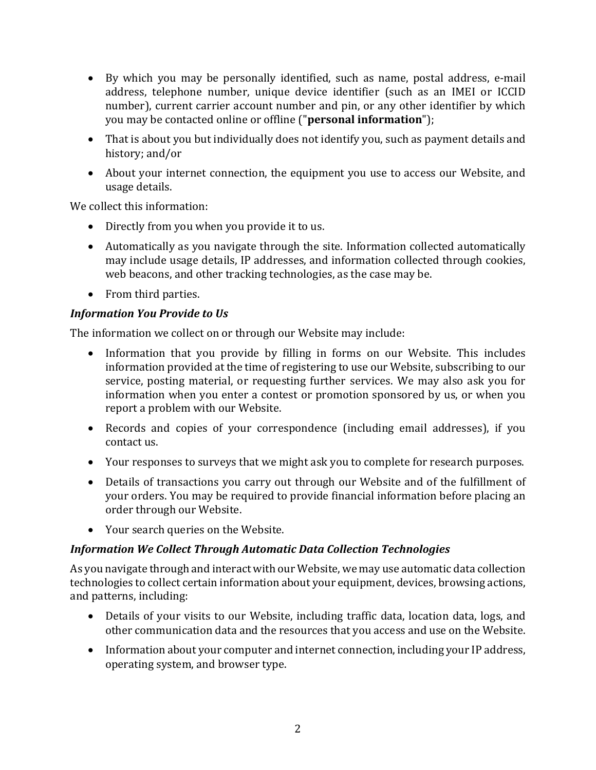- By which you may be personally identified, such as name, postal address, e-mail address, telephone number, unique device identifier (such as an IMEI or ICCID number), current carrier account number and pin, or any other identifier by which you may be contacted online or offline ("**personal information**");
- That is about you but individually does not identify you, such as payment details and history; and/or
- About your internet connection, the equipment you use to access our Website, and usage details.

We collect this information:

- Directly from you when you provide it to us.
- Automatically as you navigate through the site. Information collected automatically may include usage details, IP addresses, and information collected through cookies, web beacons, and other tracking technologies, as the case may be.
- From third parties.

***Information You Provide to Us***

The information we collect on or through our Website may include:

- Information that you provide by filling in forms on our Website. This includes information provided at the time of registering to use our Website, subscribing to our service, posting material, or requesting further services. We may also ask you for information when you enter a contest or promotion sponsored by us, or when you report a problem with our Website.
- Records and copies of your correspondence (including email addresses), if you contact us.
- Your responses to surveys that we might ask you to complete for research purposes.
- Details of transactions you carry out through our Website and of the fulfillment of your orders. You may be required to provide financial information before placing an order through our Website.
- Your search queries on the Website.

***Information We Collect Through Automatic Data Collection Technologies***

As you navigate through and interact with our Website, we may use automatic data collection technologies to collect certain information about your equipment, devices, browsing actions, and patterns, including:

- Details of your visits to our Website, including traffic data, location data, logs, and other communication data and the resources that you access and use on the Website.
- Information about your computer and internet connection, including your IP address, operating system, and browser type.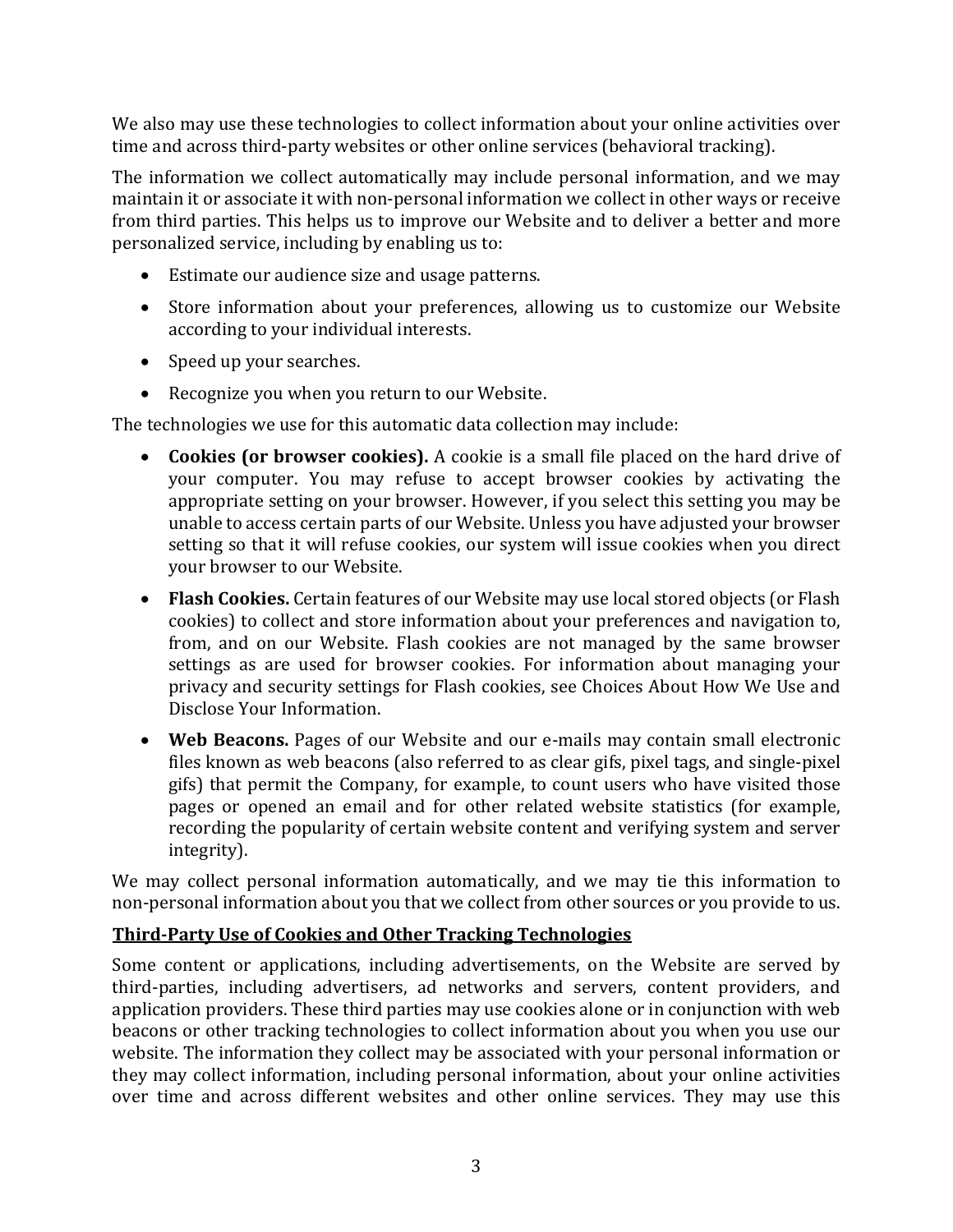We also may use these technologies to collect information about your online activities over time and across third-party websites or other online services (behavioral tracking).

The information we collect automatically may include personal information, and we may maintain it or associate it with non-personal information we collect in other ways or receive from third parties. This helps us to improve our Website and to deliver a better and more personalized service, including by enabling us to:

- Estimate our audience size and usage patterns.
- Store information about your preferences, allowing us to customize our Website according to your individual interests.
- Speed up your searches.
- Recognize you when you return to our Website.

The technologies we use for this automatic data collection may include:

- **Cookies (or browser cookies).** A cookie is a small file placed on the hard drive of your computer. You may refuse to accept browser cookies by activating the appropriate setting on your browser. However, if you select this setting you may be unable to access certain parts of our Website. Unless you have adjusted your browser setting so that it will refuse cookies, our system will issue cookies when you direct your browser to our Website.
- **Flash Cookies.** Certain features of our Website may use local stored objects (or Flash cookies) to collect and store information about your preferences and navigation to, from, and on our Website. Flash cookies are not managed by the same browser settings as are used for browser cookies. For information about managing your privacy and security settings for Flash cookies, see Choices About How We Use and Disclose Your Information.
- **Web Beacons.** Pages of our Website and our e-mails may contain small electronic files known as web beacons (also referred to as clear gifs, pixel tags, and single-pixel gifs) that permit the Company, for example, to count users who have visited those pages or opened an email and for other related website statistics (for example, recording the popularity of certain website content and verifying system and server integrity).

We may collect personal information automatically, and we may tie this information to non-personal information about you that we collect from other sources or you provide to us.

## Third-Party Use of Cookies and Other Tracking Technologies

Some content or applications, including advertisements, on the Website are served by third-parties, including advertisers, ad networks and servers, content providers, and application providers. These third parties may use cookies alone or in conjunction with web beacons or other tracking technologies to collect information about you when you use our website. The information they collect may be associated with your personal information or they may collect information, including personal information, about your online activities over time and across different websites and other online services. They may use this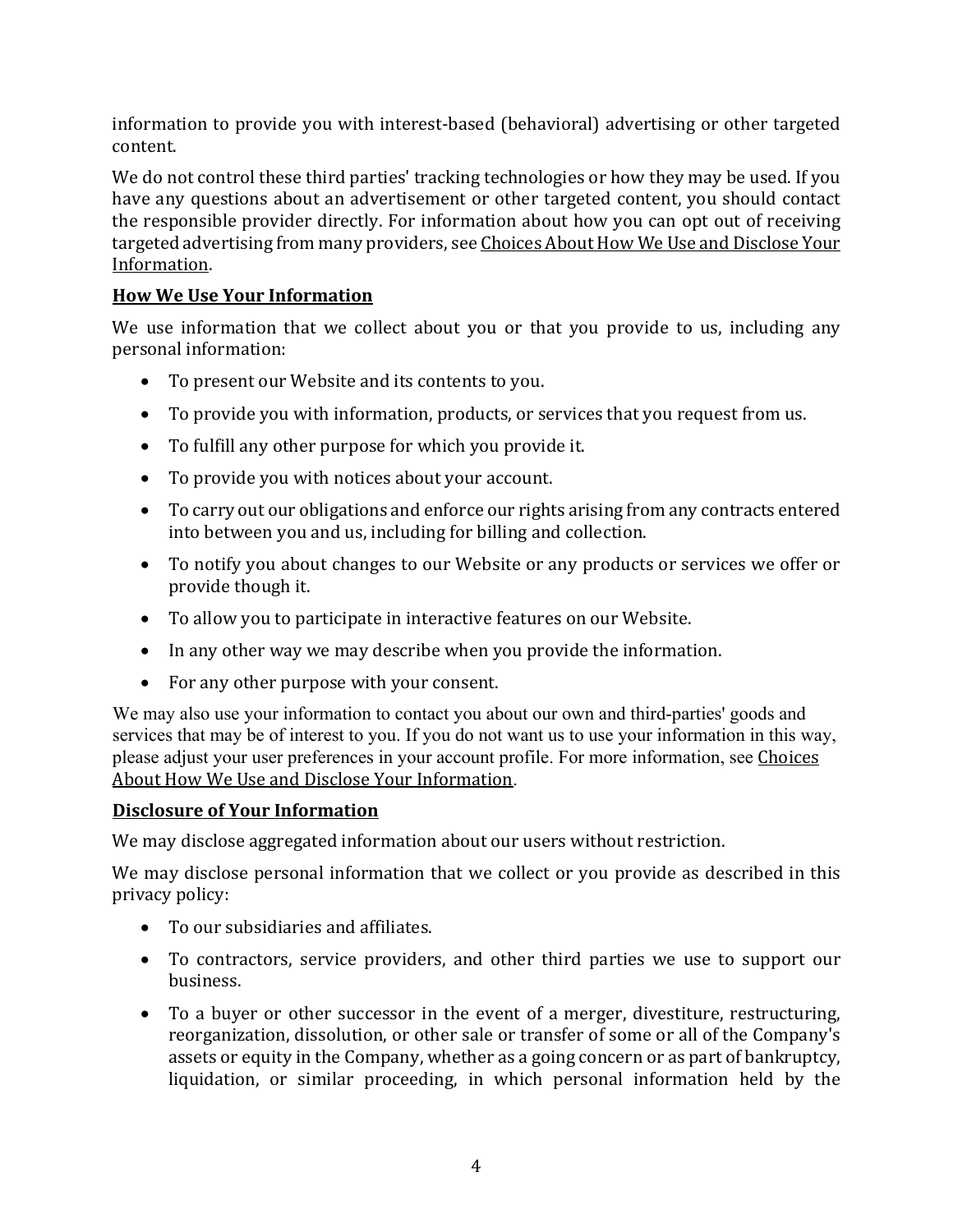information to provide you with interest-based (behavioral) advertising or other targeted content.

We do not control these third parties' tracking technologies or how they may be used. If you have any questions about an advertisement or other targeted content, you should contact the responsible provider directly. For information about how you can opt out of receiving targeted advertising from many providers, see Choices About How We Use and Disclose Your Information.

## How We Use Your Information

We use information that we collect about you or that you provide to us, including any personal information:

- To present our Website and its contents to you.
- To provide you with information, products, or services that you request from us.
- To fulfill any other purpose for which you provide it.
- To provide you with notices about your account.
- To carry out our obligations and enforce our rights arising from any contracts entered into between you and us, including for billing and collection.
- To notify you about changes to our Website or any products or services we offer or provide though it.
- To allow you to participate in interactive features on our Website.
- In any other way we may describe when you provide the information.
- For any other purpose with your consent.

We may also use your information to contact you about our own and third-parties' goods and services that may be of interest to you. If you do not want us to use your information in this way, please adjust your user preferences in your account profile. For more information, see Choices About How We Use and Disclose Your Information.

## Disclosure of Your Information

We may disclose aggregated information about our users without restriction.

We may disclose personal information that we collect or you provide as described in this privacy policy:

- To our subsidiaries and affiliates.
- To contractors, service providers, and other third parties we use to support our business.
- To a buyer or other successor in the event of a merger, divestiture, restructuring, reorganization, dissolution, or other sale or transfer of some or all of the Company's assets or equity in the Company, whether as a going concern or as part of bankruptcy, liquidation, or similar proceeding, in which personal information held by the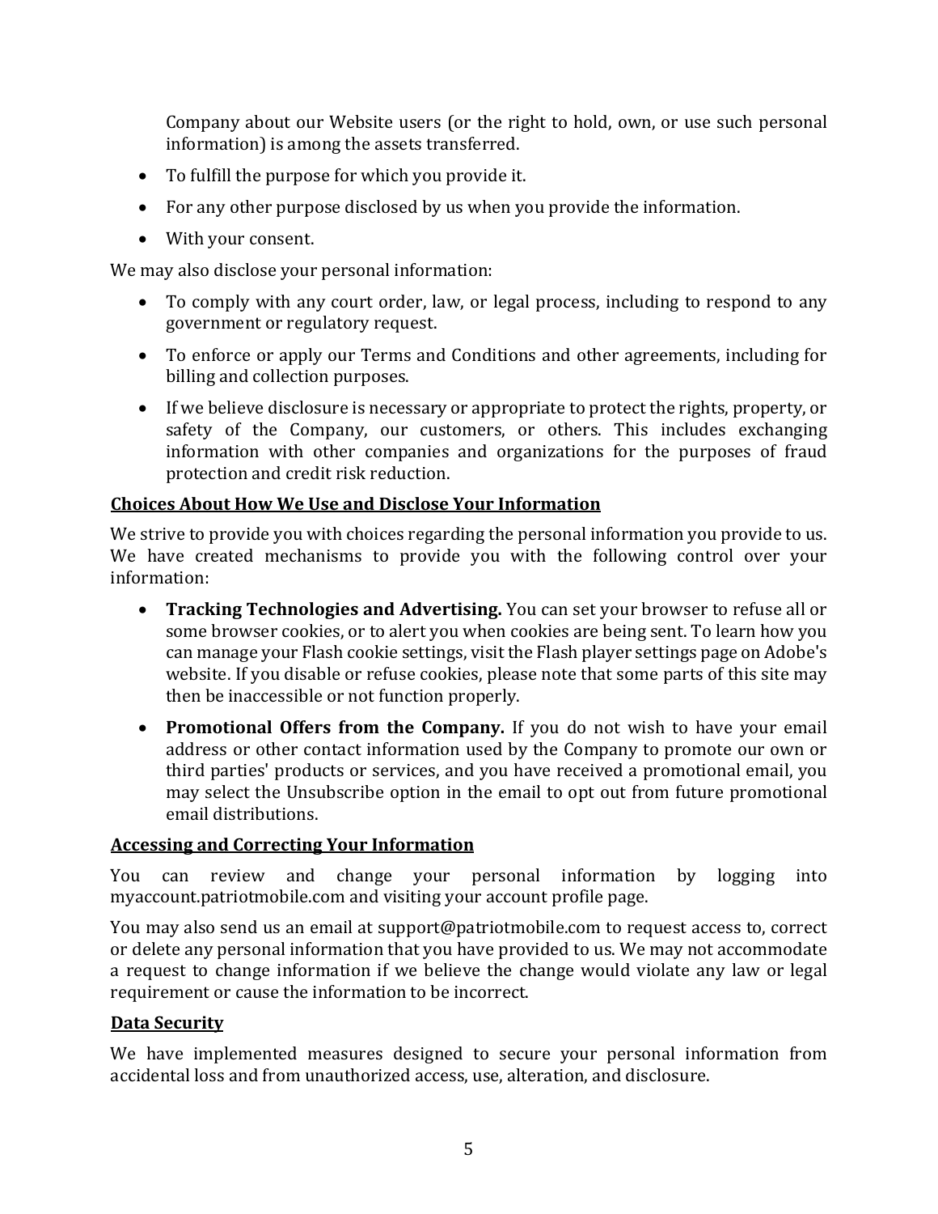Company about our Website users (or the right to hold, own, or use such personal information) is among the assets transferred.

- To fulfill the purpose for which you provide it.
- For any other purpose disclosed by us when you provide the information.
- With your consent.

We may also disclose your personal information:

- To comply with any court order, law, or legal process, including to respond to any government or regulatory request.
- To enforce or apply our Terms and Conditions and other agreements, including for billing and collection purposes.
- If we believe disclosure is necessary or appropriate to protect the rights, property, or safety of the Company, our customers, or others. This includes exchanging information with other companies and organizations for the purposes of fraud protection and credit risk reduction.

## Choices About How We Use and Disclose Your Information

We strive to provide you with choices regarding the personal information you provide to us. We have created mechanisms to provide you with the following control over your information:

- **Tracking Technologies and Advertising.** You can set your browser to refuse all or some browser cookies, or to alert you when cookies are being sent. To learn how you can manage your Flash cookie settings, visit the Flash player settings page on Adobe's website. If you disable or refuse cookies, please note that some parts of this site may then be inaccessible or not function properly.
- **Promotional Offers from the Company.** If you do not wish to have your email address or other contact information used by the Company to promote our own or third parties' products or services, and you have received a promotional email, you may select the Unsubscribe option in the email to opt out from future promotional email distributions.

## Accessing and Correcting Your Information

You can review and change your personal information by logging into myaccount.patriotmobile.com and visiting your account profile page.

You may also send us an email at support@patriotmobile.com to request access to, correct or delete any personal information that you have provided to us. We may not accommodate a request to change information if we believe the change would violate any law or legal requirement or cause the information to be incorrect.

## Data Security

We have implemented measures designed to secure your personal information from accidental loss and from unauthorized access, use, alteration, and disclosure.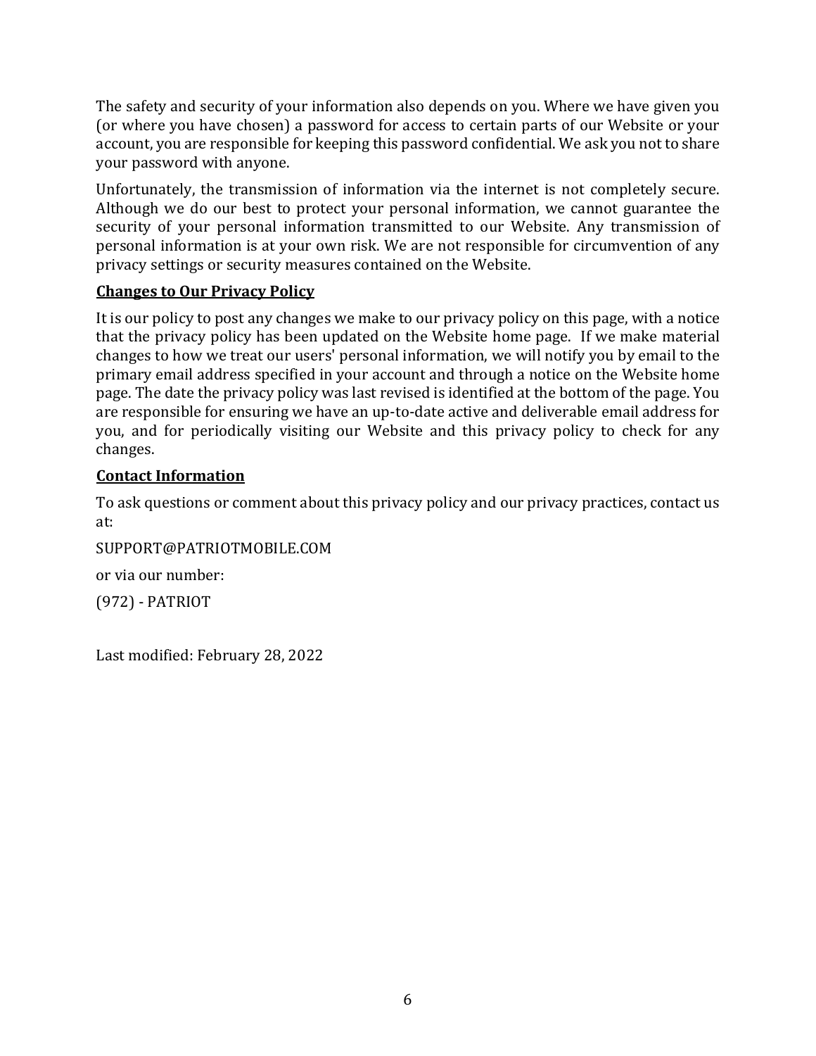The safety and security of your information also depends on you. Where we have given you (or where you have chosen) a password for access to certain parts of our Website or your account, you are responsible for keeping this password confidential. We ask you not to share your password with anyone.

Unfortunately, the transmission of information via the internet is not completely secure. Although we do our best to protect your personal information, we cannot guarantee the security of your personal information transmitted to our Website. Any transmission of personal information is at your own risk. We are not responsible for circumvention of any privacy settings or security measures contained on the Website.

**Changes to Our Privacy Policy**

It is our policy to post any changes we make to our privacy policy on this page, with a notice that the privacy policy has been updated on the Website home page. If we make material changes to how we treat our users' personal information, we will notify you by email to the primary email address specified in your account and through a notice on the Website home page. The date the privacy policy was last revised is identified at the bottom of the page. You are responsible for ensuring we have an up-to-date active and deliverable email address for you, and for periodically visiting our Website and this privacy policy to check for any changes.

**Contact Information**

To ask questions or comment about this privacy policy and our privacy practices, contact us at:

SUPPORT@PATRIOTMOBILE.COM

or via our number:

(972) - PATRIOT

Last modified: February 28, 2022